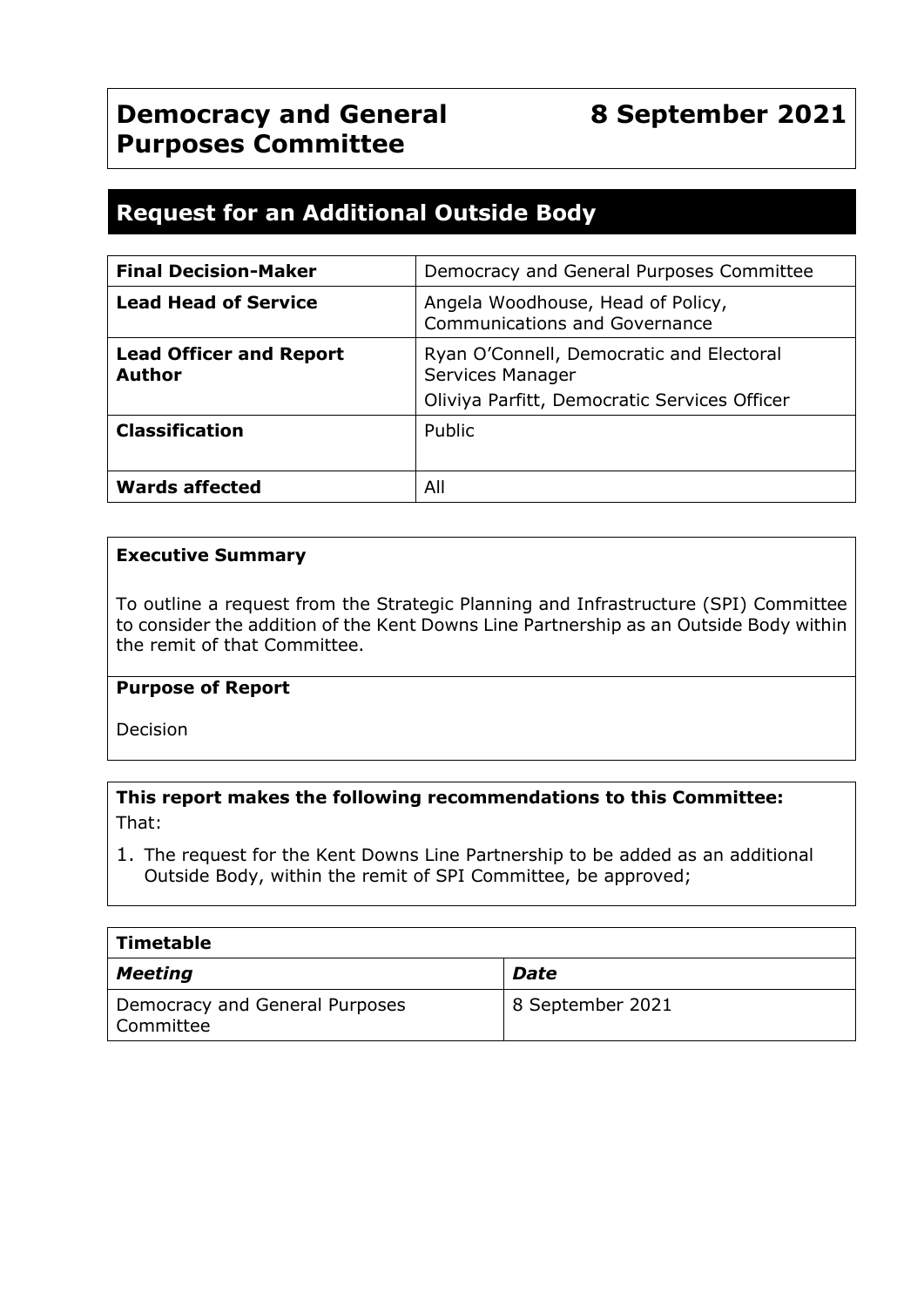# Democracy and General Purposes Committee

**8 September 2021**

## Request for an Additional Outside Body

| | |
|---|---|
| **Final Decision-Maker** | Democracy and General Purposes Committee |
| **Lead Head of Service** | Angela Woodhouse, Head of Policy, Communications and Governance |
| **Lead Officer and Report Author** | Ryan O'Connell, Democratic and Electoral Services Manager<br>Oliviya Parfitt, Democratic Services Officer |
| **Classification** | Public |
| **Wards affected** | All |

**Executive Summary**

To outline a request from the Strategic Planning and Infrastructure (SPI) Committee to consider the addition of the Kent Downs Line Partnership as an Outside Body within the remit of that Committee.

**Purpose of Report**

Decision

**This report makes the following recommendations to this Committee:**

That:

1. The request for the Kent Downs Line Partnership to be added as an additional Outside Body, within the remit of SPI Committee, be approved;

| **Timetable** | |
|---|---|
| ***Meeting*** | ***Date*** |
| Democracy and General Purposes Committee | 8 September 2021 |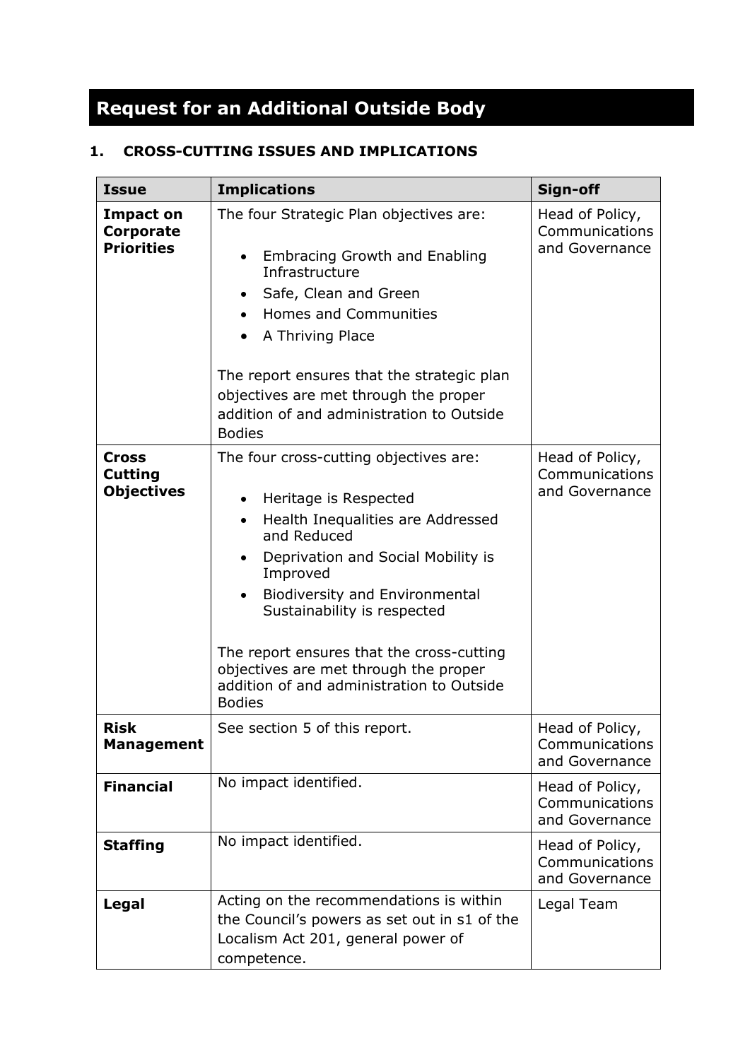# Request for an Additional Outside Body

## 1. CROSS-CUTTING ISSUES AND IMPLICATIONS

| Issue | Implications | Sign-off |
|---|---|---|
| **Impact on Corporate Priorities** | The four Strategic Plan objectives are:<br><br>• Embracing Growth and Enabling Infrastructure<br>• Safe, Clean and Green<br>• Homes and Communities<br>• A Thriving Place<br><br>The report ensures that the strategic plan objectives are met through the proper addition of and administration to Outside Bodies | Head of Policy, Communications and Governance |
| **Cross Cutting Objectives** | The four cross-cutting objectives are:<br><br>• Heritage is Respected<br>• Health Inequalities are Addressed and Reduced<br>• Deprivation and Social Mobility is Improved<br>• Biodiversity and Environmental Sustainability is respected<br><br>The report ensures that the cross-cutting objectives are met through the proper addition of and administration to Outside Bodies | Head of Policy, Communications and Governance |
| **Risk Management** | See section 5 of this report. | Head of Policy, Communications and Governance |
| **Financial** | No impact identified. | Head of Policy, Communications and Governance |
| **Staffing** | No impact identified. | Head of Policy, Communications and Governance |
| **Legal** | Acting on the recommendations is within the Council's powers as set out in s1 of the Localism Act 201, general power of competence. | Legal Team |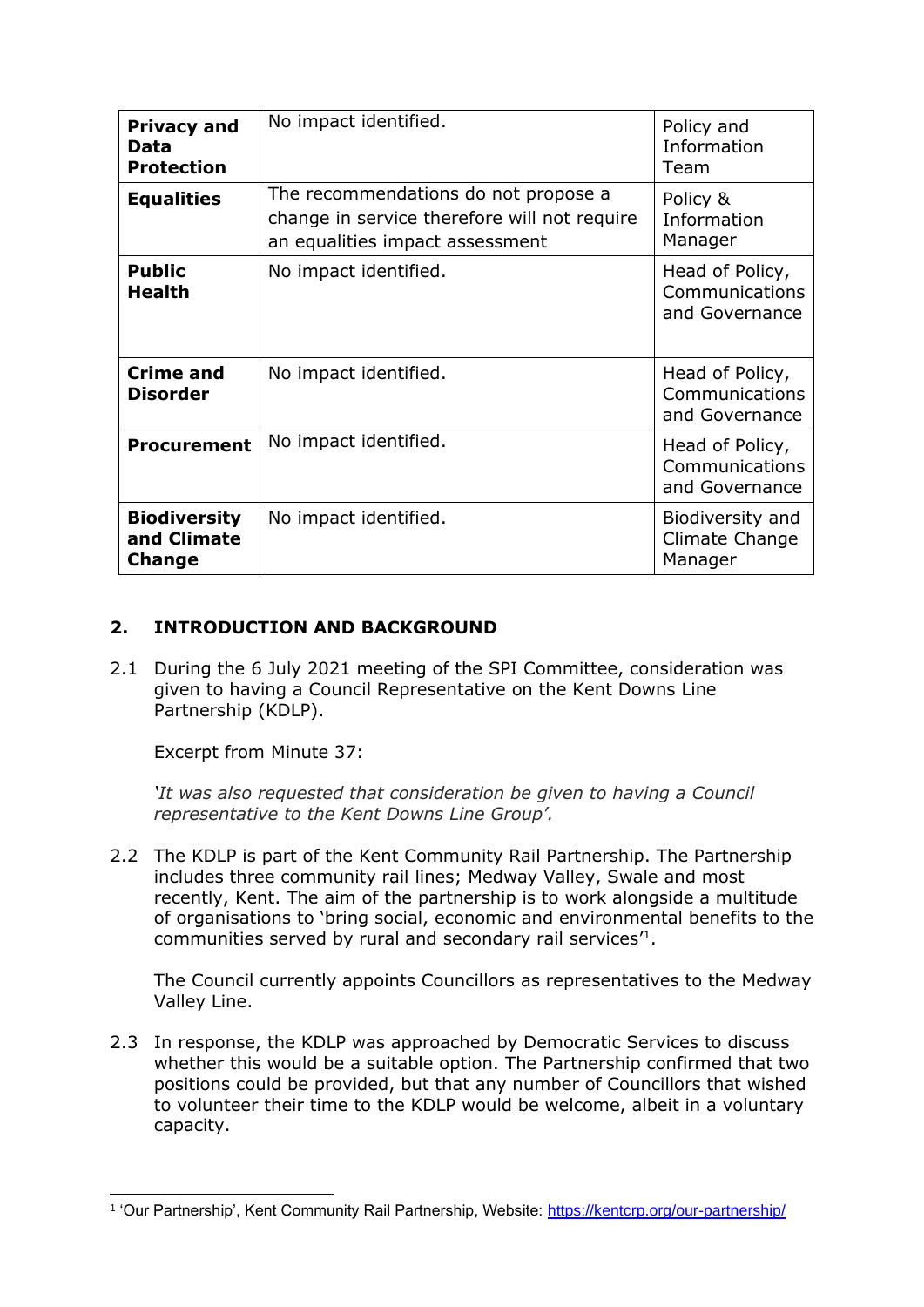| **Privacy and Data Protection** | No impact identified. | Policy and Information Team |
|---|---|---|
| **Equalities** | The recommendations do not propose a change in service therefore will not require an equalities impact assessment | Policy & Information Manager |
| **Public Health** | No impact identified. | Head of Policy, Communications and Governance |
| **Crime and Disorder** | No impact identified. | Head of Policy, Communications and Governance |
| **Procurement** | No impact identified. | Head of Policy, Communications and Governance |
| **Biodiversity and Climate Change** | No impact identified. | Biodiversity and Climate Change Manager |

## 2. INTRODUCTION AND BACKGROUND

2.1 During the 6 July 2021 meeting of the SPI Committee, consideration was given to having a Council Representative on the Kent Downs Line Partnership (KDLP).

Excerpt from Minute 37:

*'It was also requested that consideration be given to having a Council representative to the Kent Downs Line Group'.*

2.2 The KDLP is part of the Kent Community Rail Partnership. The Partnership includes three community rail lines; Medway Valley, Swale and most recently, Kent. The aim of the partnership is to work alongside a multitude of organisations to 'bring social, economic and environmental benefits to the communities served by rural and secondary rail services'[1].

The Council currently appoints Councillors as representatives to the Medway Valley Line.

2.3 In response, the KDLP was approached by Democratic Services to discuss whether this would be a suitable option. The Partnership confirmed that two positions could be provided, but that any number of Councillors that wished to volunteer their time to the KDLP would be welcome, albeit in a voluntary capacity.

[1] 'Our Partnership', Kent Community Rail Partnership, Website: https://kentcrp.org/our-partnership/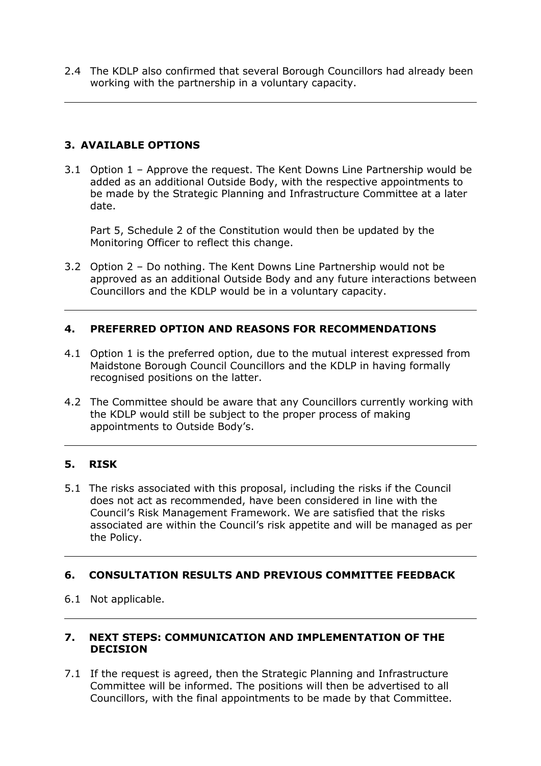2.4 The KDLP also confirmed that several Borough Councillors had already been working with the partnership in a voluntary capacity.

---

## 3. AVAILABLE OPTIONS

3.1 Option 1 – Approve the request. The Kent Downs Line Partnership would be added as an additional Outside Body, with the respective appointments to be made by the Strategic Planning and Infrastructure Committee at a later date.

Part 5, Schedule 2 of the Constitution would then be updated by the Monitoring Officer to reflect this change.

3.2 Option 2 – Do nothing. The Kent Downs Line Partnership would not be approved as an additional Outside Body and any future interactions between Councillors and the KDLP would be in a voluntary capacity.

---

## 4. PREFERRED OPTION AND REASONS FOR RECOMMENDATIONS

4.1 Option 1 is the preferred option, due to the mutual interest expressed from Maidstone Borough Council Councillors and the KDLP in having formally recognised positions on the latter.

4.2 The Committee should be aware that any Councillors currently working with the KDLP would still be subject to the proper process of making appointments to Outside Body's.

---

## 5. RISK

5.1 The risks associated with this proposal, including the risks if the Council does not act as recommended, have been considered in line with the Council's Risk Management Framework. We are satisfied that the risks associated are within the Council's risk appetite and will be managed as per the Policy.

---

## 6. CONSULTATION RESULTS AND PREVIOUS COMMITTEE FEEDBACK

6.1 Not applicable.

---

## 7. NEXT STEPS: COMMUNICATION AND IMPLEMENTATION OF THE DECISION

7.1 If the request is agreed, then the Strategic Planning and Infrastructure Committee will be informed. The positions will then be advertised to all Councillors, with the final appointments to be made by that Committee.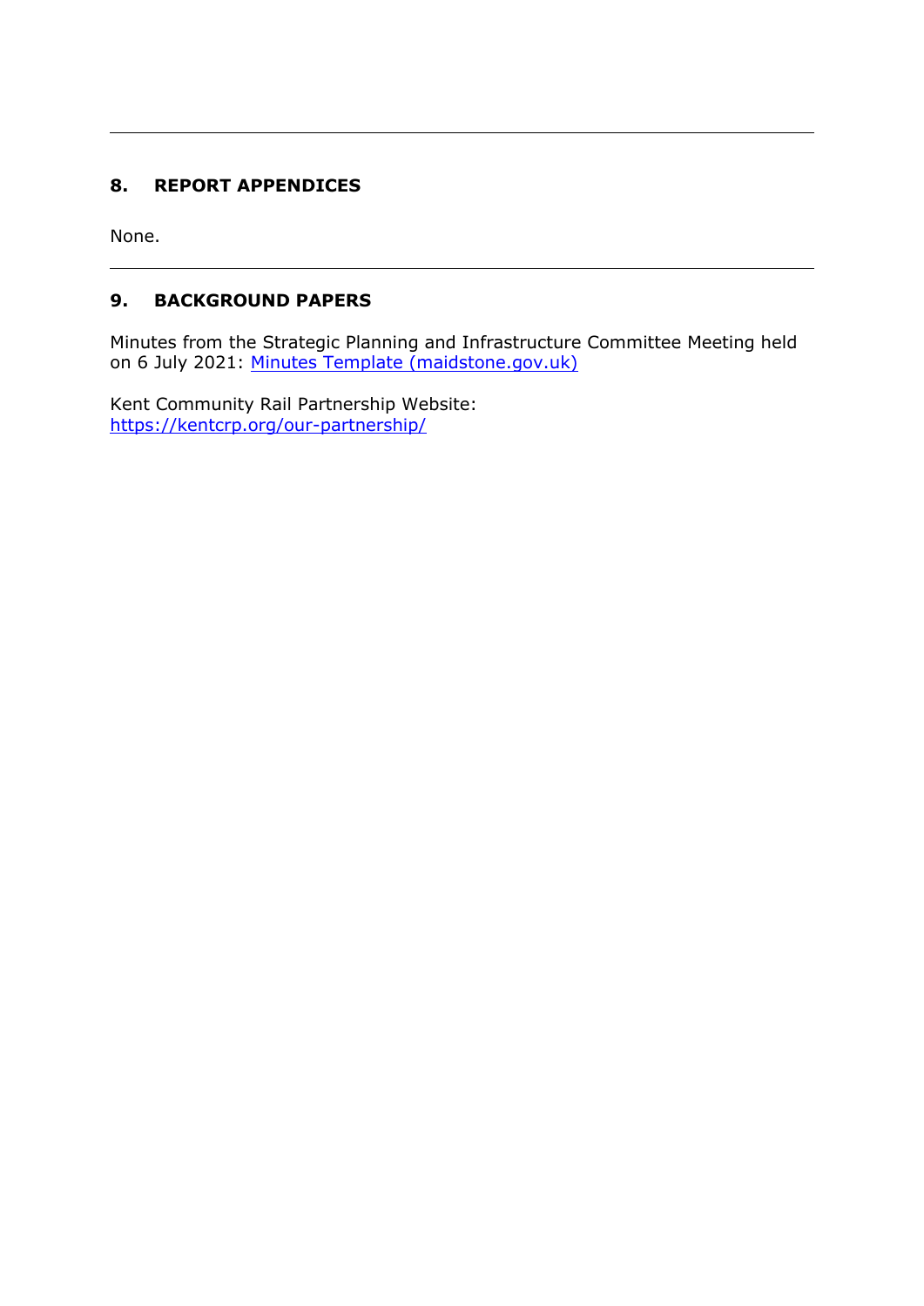---

## 8. REPORT APPENDICES

None.

---

## 9. BACKGROUND PAPERS

Minutes from the Strategic Planning and Infrastructure Committee Meeting held on 6 July 2021: [Minutes Template (maidstone.gov.uk)]()

Kent Community Rail Partnership Website:
[https://kentcrp.org/our-partnership/](https://kentcrp.org/our-partnership/)